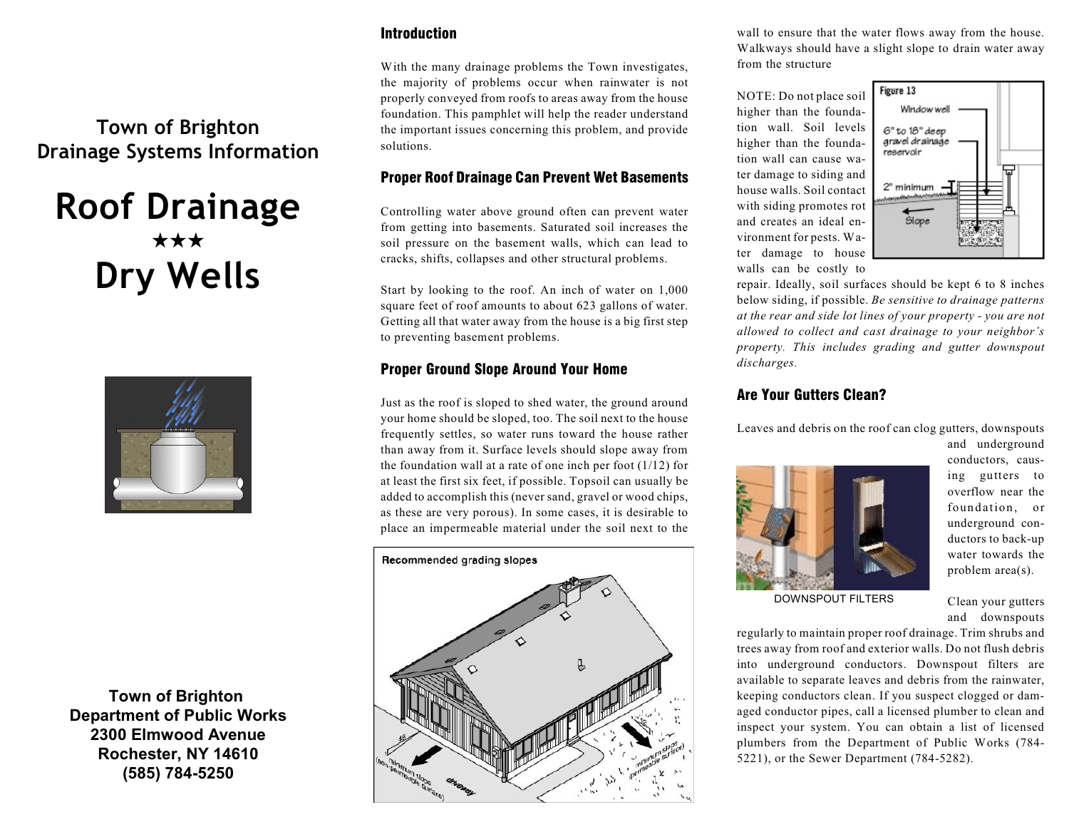# Town of Brighton
# Drainage Systems Information

# Roof Drainage
★★★
# Dry Wells

**Town of Brighton**
**Department of Public Works**
**2300 Elmwood Avenue**
**Rochester, NY 14610**
**(585) 784-5250**

## Introduction

With the many drainage problems the Town investigates, the majority of problems occur when rainwater is not properly conveyed from roofs to areas away from the house foundation. This pamphlet will help the reader understand the important issues concerning this problem, and provide solutions.

## Proper Roof Drainage Can Prevent Wet Basements

Controlling water above ground often can prevent water from getting into basements. Saturated soil increases the soil pressure on the basement walls, which can lead to cracks, shifts, collapses and other structural problems.

Start by looking to the roof. An inch of water on 1,000 square feet of roof amounts to about 623 gallons of water. Getting all that water away from the house is a big first step to preventing basement problems.

## Proper Ground Slope Around Your Home

Just as the roof is sloped to shed water, the ground around your home should be sloped, too. The soil next to the house frequently settles, so water runs toward the house rather than away from it. Surface levels should slope away from the foundation wall at a rate of one inch per foot (1/12) for at least the first six feet, if possible. Topsoil can usually be added to accomplish this (never sand, gravel or wood chips, as these are very porous). In some cases, it is desirable to place an impermeable material under the soil next to the wall to ensure that the water flows away from the house. Walkways should have a slight slope to drain water away from the structure

Recommended grading slopes

NOTE: Do not place soil higher than the foundation wall. Soil levels higher than the foundation wall can cause water damage to siding and house walls. Soil contact with siding promotes rot and creates an ideal environment for pests. Water damage to house walls can be costly to repair. Ideally, soil surfaces should be kept 6 to 8 inches below siding, if possible. *Be sensitive to drainage patterns at the rear and side lot lines of your property - you are not allowed to collect and cast drainage to your neighbor's property. This includes grading and gutter downspout discharges.*

Figure 13

## Are Your Gutters Clean?

Leaves and debris on the roof can clog gutters, downspouts and underground conductors, causing gutters to overflow near the foundation, or underground conductors to back-up water towards the problem area(s).

DOWNSPOUT FILTERS

Clean your gutters and downspouts regularly to maintain proper roof drainage. Trim shrubs and trees away from roof and exterior walls. Do not flush debris into underground conductors. Downspout filters are available to separate leaves and debris from the rainwater, keeping conductors clean. If you suspect clogged or damaged conductor pipes, call a licensed plumber to clean and inspect your system. You can obtain a list of licensed plumbers from the Department of Public Works (784-5221), or the Sewer Department (784-5282).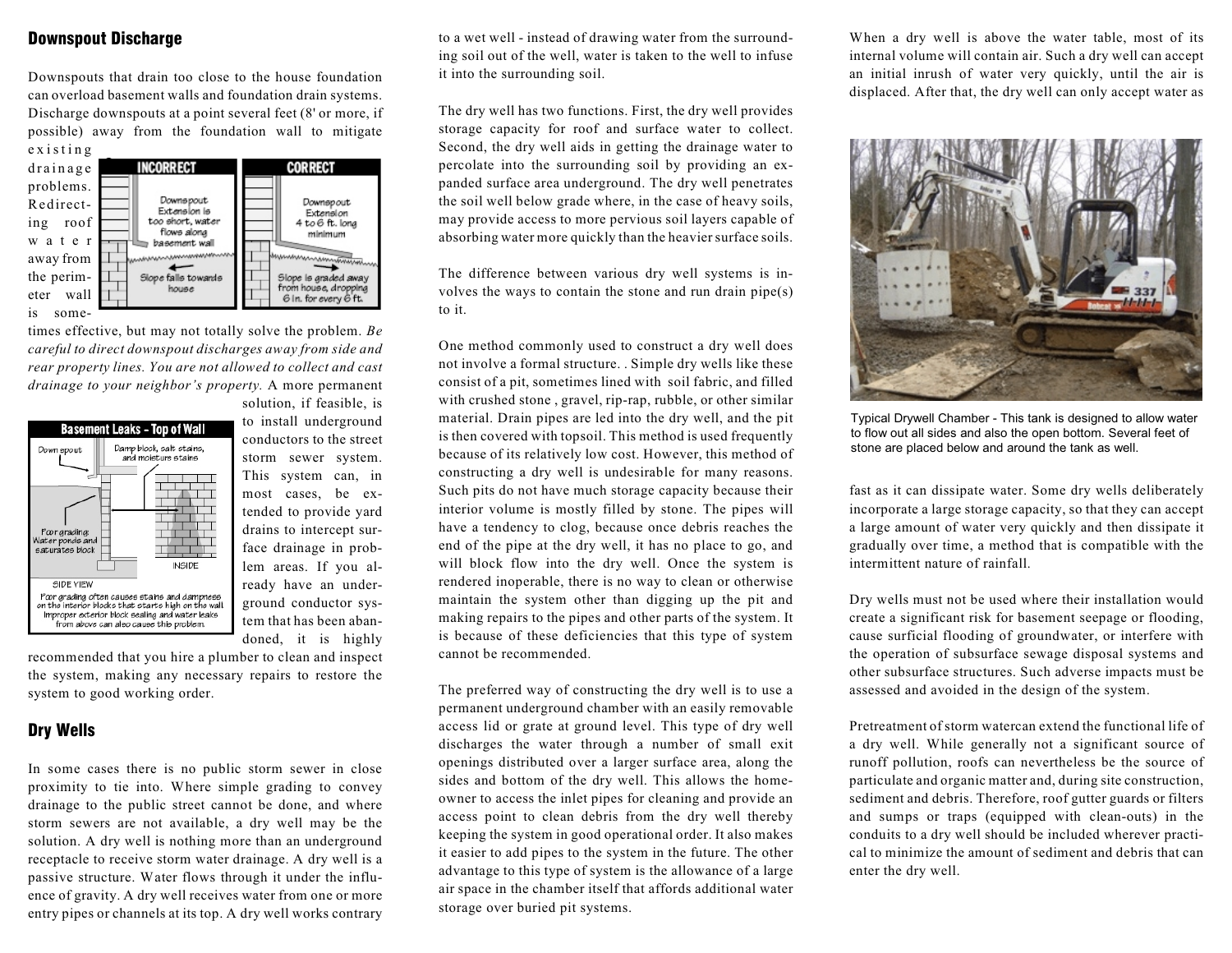## Downspout Discharge

Downspouts that drain too close to the house foundation can overload basement walls and foundation drain systems. Discharge downspouts at a point several feet (8' or more, if possible) away from the foundation wall to mitigate existing drainage problems. Redirecting roof water away from the perimeter wall is sometimes effective, but may not totally solve the problem. *Be careful to direct downspout discharges away from side and rear property lines. You are not allowed to collect and cast drainage to your neighbor's property.* A more permanent solution, if feasible, is to install underground conductors to the street storm sewer system. This system can, in most cases, be extended to provide yard drains to intercept surface drainage in problem areas. If you already have an underground conductor system that has been abandoned, it is highly recommended that you hire a plumber to clean and inspect the system, making any necessary repairs to restore the system to good working order.

INCORRECT

Downspout Extension is too short, water flows along basement wall

Slope falls towards house

CORRECT

Downspout Extension 4 to 6 ft. long minimum

Slope is graded away from house, dropping 6 in. for every 6 ft.

Basement Leaks - Top of Wall

Down spout

Damp block, salt stains, and moisture stains

Poor grading: Water ponds and saturates block

INSIDE

SIDE VIEW

Poor grading often causes stains and dampness on the interior blocks that starts high on the wall. Improper exterior block sealing and water leaks from above can also cause this problem.

## Dry Wells

In some cases there is no public storm sewer in close proximity to tie into. Where simple grading to convey drainage to the public street cannot be done, and where storm sewers are not available, a dry well may be the solution. A dry well is nothing more than an underground receptacle to receive storm water drainage. A dry well is a passive structure. Water flows through it under the influence of gravity. A dry well receives water from one or more entry pipes or channels at its top. A dry well works contrary to a wet well - instead of drawing water from the surrounding soil out of the well, water is taken to the well to infuse it into the surrounding soil.

The dry well has two functions. First, the dry well provides storage capacity for roof and surface water to collect. Second, the dry well aids in getting the drainage water to percolate into the surrounding soil by providing an expanded surface area underground. The dry well penetrates the soil well below grade where, in the case of heavy soils, may provide access to more pervious soil layers capable of absorbing water more quickly than the heavier surface soils.

The difference between various dry well systems is involves the ways to contain the stone and run drain pipe(s) to it.

One method commonly used to construct a dry well does not involve a formal structure. . Simple dry wells like these consist of a pit, sometimes lined with soil fabric, and filled with crushed stone , gravel, rip-rap, rubble, or other similar material. Drain pipes are led into the dry well, and the pit is then covered with topsoil. This method is used frequently because of its relatively low cost. However, this method of constructing a dry well is undesirable for many reasons. Such pits do not have much storage capacity because their interior volume is mostly filled by stone. The pipes will have a tendency to clog, because once debris reaches the end of the pipe at the dry well, it has no place to go, and will block flow into the dry well. Once the system is rendered inoperable, there is no way to clean or otherwise maintain the system other than digging up the pit and making repairs to the pipes and other parts of the system. It is because of these deficiencies that this type of system cannot be recommended.

The preferred way of constructing the dry well is to use a permanent underground chamber with an easily removable access lid or grate at ground level. This type of dry well discharges the water through a number of small exit openings distributed over a larger surface area, along the sides and bottom of the dry well. This allows the homeowner to access the inlet pipes for cleaning and provide an access point to clean debris from the dry well thereby keeping the system in good operational order. It also makes it easier to add pipes to the system in the future. The other advantage to this type of system is the allowance of a large air space in the chamber itself that affords additional water storage over buried pit systems.

When a dry well is above the water table, most of its internal volume will contain air. Such a dry well can accept an initial inrush of water very quickly, until the air is displaced. After that, the dry well can only accept water as fast as it can dissipate water. Some dry wells deliberately incorporate a large storage capacity, so that they can accept a large amount of water very quickly and then dissipate it gradually over time, a method that is compatible with the intermittent nature of rainfall.

Typical Drywell Chamber - This tank is designed to allow water to flow out all sides and also the open bottom. Several feet of stone are placed below and around the tank as well.

Dry wells must not be used where their installation would create a significant risk for basement seepage or flooding, cause surficial flooding of groundwater, or interfere with the operation of subsurface sewage disposal systems and other subsurface structures. Such adverse impacts must be assessed and avoided in the design of the system.

Pretreatment of storm watercan extend the functional life of a dry well. While generally not a significant source of runoff pollution, roofs can nevertheless be the source of particulate and organic matter and, during site construction, sediment and debris. Therefore, roof gutter guards or filters and sumps or traps (equipped with clean-outs) in the conduits to a dry well should be included wherever practical to minimize the amount of sediment and debris that can enter the dry well.